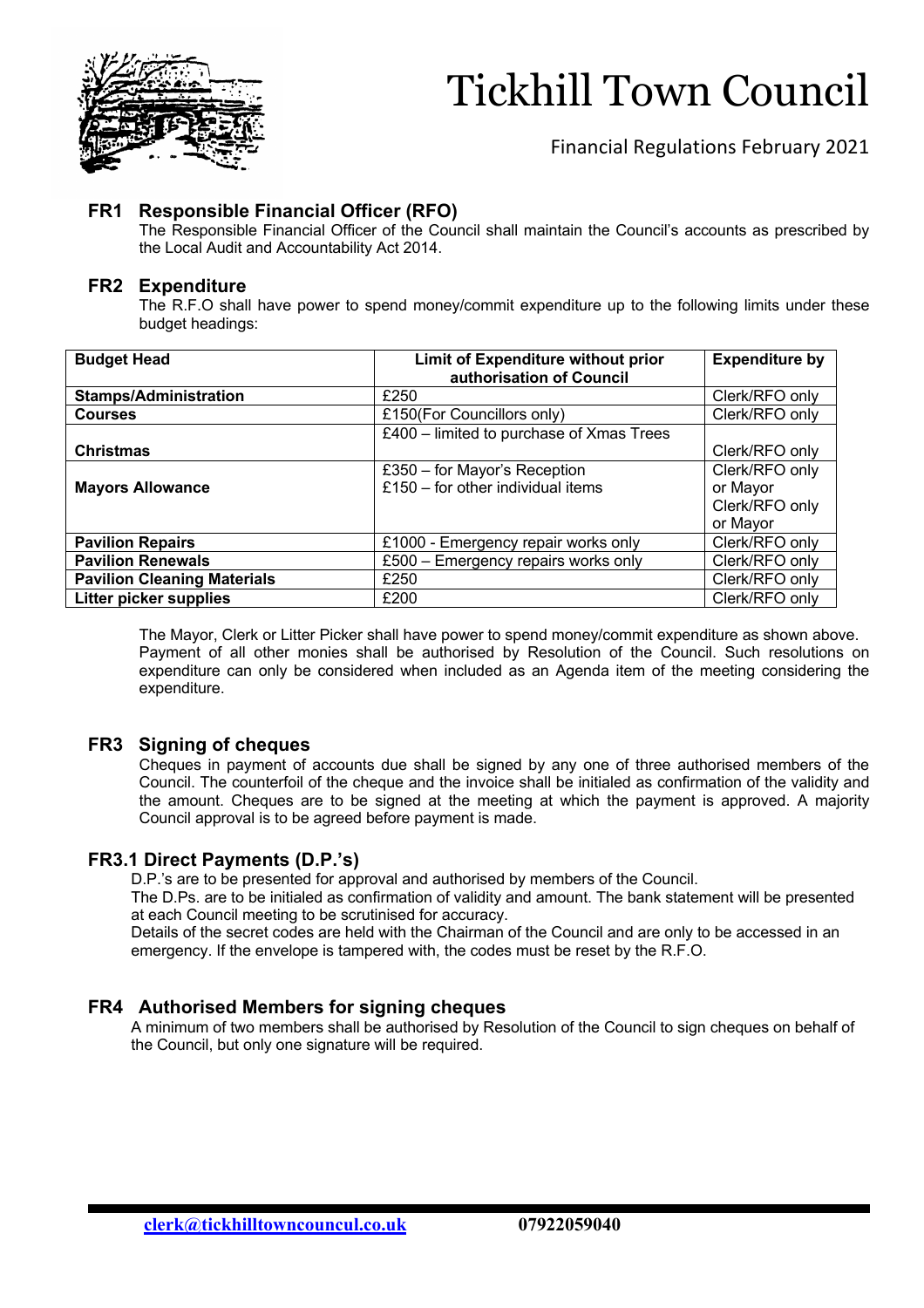// Tickhill Town Council

Financial Regulations February 2021

## FR1 Responsible Financial Officer (RFO)

The Responsible Financial Officer of the Council shall maintain the Council's accounts as prescribed by the Local Audit and Accountability Act 2014.

## FR2 Expenditure

The R.F.O shall have power to spend money/commit expenditure up to the following limits under these budget headings:

| Budget Head | Limit of Expenditure without prior authorisation of Council | Expenditure by |
|---|---|---|
| **Stamps/Administration** | £250 | Clerk/RFO only |
| **Courses** | £150(For Councillors only) | Clerk/RFO only |
| **Christmas** | £400 – limited to purchase of Xmas Trees | Clerk/RFO only |
| **Mayors Allowance** | £350 – for Mayor's Reception<br>£150 – for other individual items | Clerk/RFO only or Mayor<br>Clerk/RFO only or Mayor |
| **Pavilion Repairs** | £1000 - Emergency repair works only | Clerk/RFO only |
| **Pavilion Renewals** | £500 – Emergency repairs works only | Clerk/RFO only |
| **Pavilion Cleaning Materials** | £250 | Clerk/RFO only |
| **Litter picker supplies** | £200 | Clerk/RFO only |

The Mayor, Clerk or Litter Picker shall have power to spend money/commit expenditure as shown above. Payment of all other monies shall be authorised by Resolution of the Council. Such resolutions on expenditure can only be considered when included as an Agenda item of the meeting considering the expenditure.

## FR3 Signing of cheques

Cheques in payment of accounts due shall be signed by any one of three authorised members of the Council. The counterfoil of the cheque and the invoice shall be initialed as confirmation of the validity and the amount. Cheques are to be signed at the meeting at which the payment is approved. A majority Council approval is to be agreed before payment is made.

## FR3.1 Direct Payments (D.P.'s)

D.P.'s are to be presented for approval and authorised by members of the Council.

The D.Ps. are to be initialed as confirmation of validity and amount. The bank statement will be presented at each Council meeting to be scrutinised for accuracy.

Details of the secret codes are held with the Chairman of the Council and are only to be accessed in an emergency. If the envelope is tampered with, the codes must be reset by the R.F.O.

## FR4 Authorised Members for signing cheques

A minimum of two members shall be authorised by Resolution of the Council to sign cheques on behalf of the Council, but only one signature will be required.

clerk@tickhilltowncouncul.co.uk 07922059040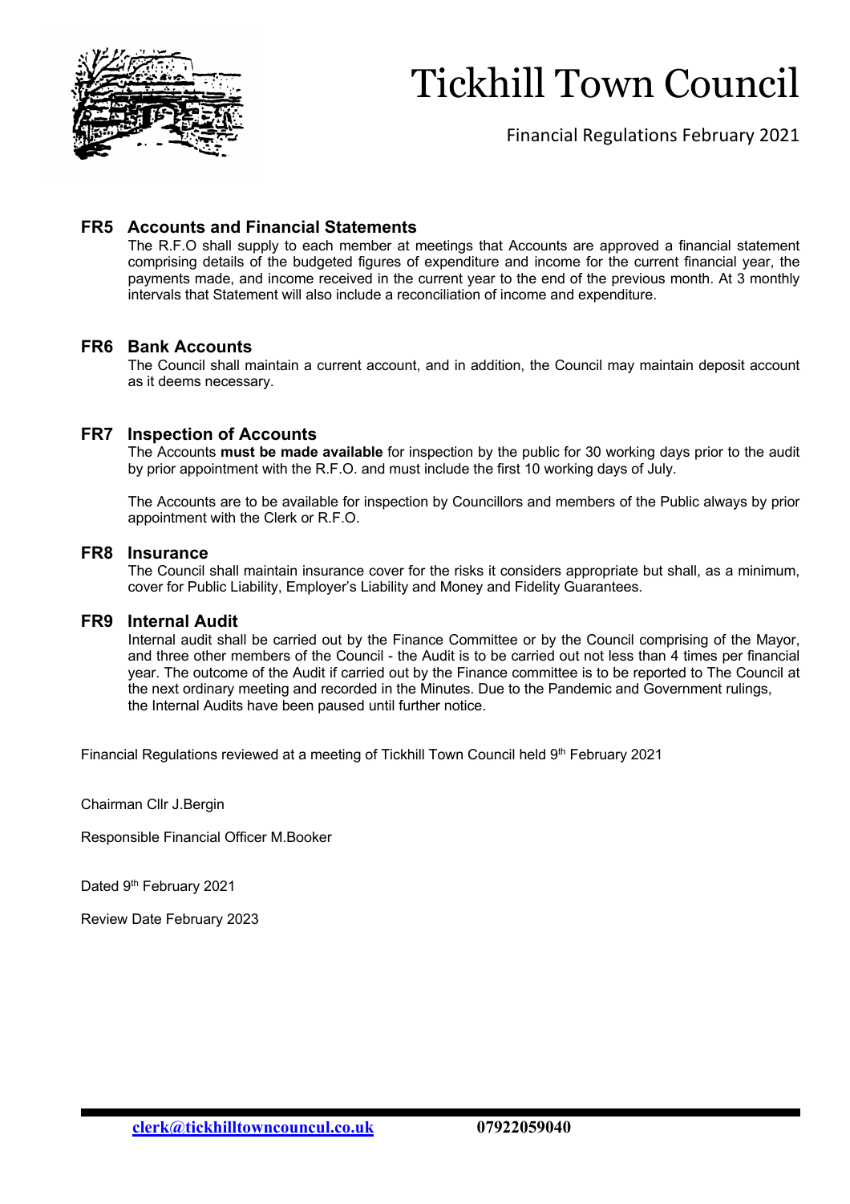# Tickhill Town Council

Financial Regulations February 2021

## FR5 Accounts and Financial Statements

The R.F.O shall supply to each member at meetings that Accounts are approved a financial statement comprising details of the budgeted figures of expenditure and income for the current financial year, the payments made, and income received in the current year to the end of the previous month. At 3 monthly intervals that Statement will also include a reconciliation of income and expenditure.

## FR6 Bank Accounts

The Council shall maintain a current account, and in addition, the Council may maintain deposit account as it deems necessary.

## FR7 Inspection of Accounts

The Accounts **must be made available** for inspection by the public for 30 working days prior to the audit by prior appointment with the R.F.O. and must include the first 10 working days of July.

The Accounts are to be available for inspection by Councillors and members of the Public always by prior appointment with the Clerk or R.F.O.

## FR8 Insurance

The Council shall maintain insurance cover for the risks it considers appropriate but shall, as a minimum, cover for Public Liability, Employer's Liability and Money and Fidelity Guarantees.

## FR9 Internal Audit

Internal audit shall be carried out by the Finance Committee or by the Council comprising of the Mayor, and three other members of the Council - the Audit is to be carried out not less than 4 times per financial year. The outcome of the Audit if carried out by the Finance committee is to be reported to The Council at the next ordinary meeting and recorded in the Minutes. Due to the Pandemic and Government rulings, the Internal Audits have been paused until further notice.

Financial Regulations reviewed at a meeting of Tickhill Town Council held 9th February 2021

Chairman Cllr J.Bergin

Responsible Financial Officer M.Booker

Dated 9th February 2021

Review Date February 2023

clerk@tickhilltowncouncul.co.uk 07922059040